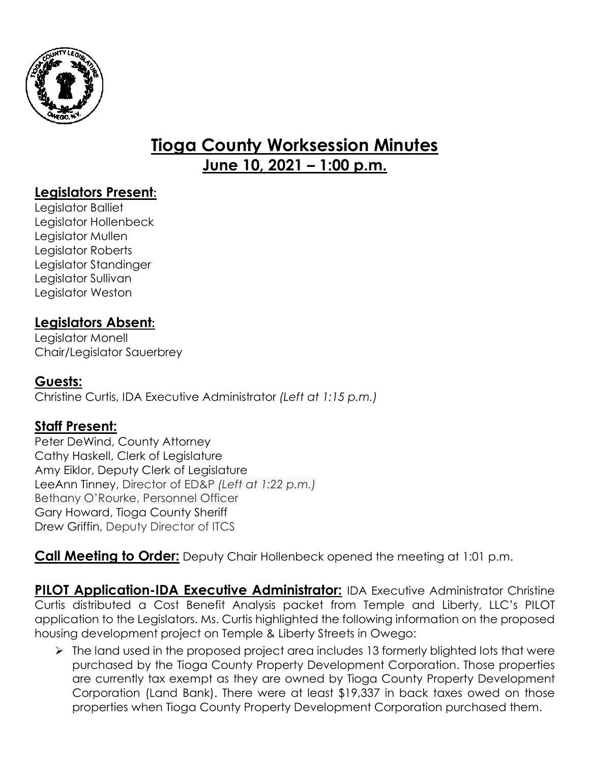# Tioga County Worksession Minutes

## June 10, 2021 – 1:00 p.m.

### Legislators Present:

Legislator Balliet
Legislator Hollenbeck
Legislator Mullen
Legislator Roberts
Legislator Standinger
Legislator Sullivan
Legislator Weston

### Legislators Absent:

Legislator Monell
Chair/Legislator Sauerbrey

### Guests:

Christine Curtis, IDA Executive Administrator *(Left at 1:15 p.m.)*

### Staff Present:

Peter DeWind, County Attorney
Cathy Haskell, Clerk of Legislature
Amy Eiklor, Deputy Clerk of Legislature
LeeAnn Tinney, Director of ED&P *(Left at 1:22 p.m.)*
Bethany O'Rourke, Personnel Officer
Gary Howard, Tioga County Sheriff
Drew Griffin, Deputy Director of ITCS

**Call Meeting to Order:** Deputy Chair Hollenbeck opened the meeting at 1:01 p.m.

**PILOT Application-IDA Executive Administrator:** IDA Executive Administrator Christine Curtis distributed a Cost Benefit Analysis packet from Temple and Liberty, LLC's PILOT application to the Legislators. Ms. Curtis highlighted the following information on the proposed housing development project on Temple & Liberty Streets in Owego:

- The land used in the proposed project area includes 13 formerly blighted lots that were purchased by the Tioga County Property Development Corporation. Those properties are currently tax exempt as they are owned by Tioga County Property Development Corporation (Land Bank). There were at least $19,337 in back taxes owed on those properties when Tioga County Property Development Corporation purchased them.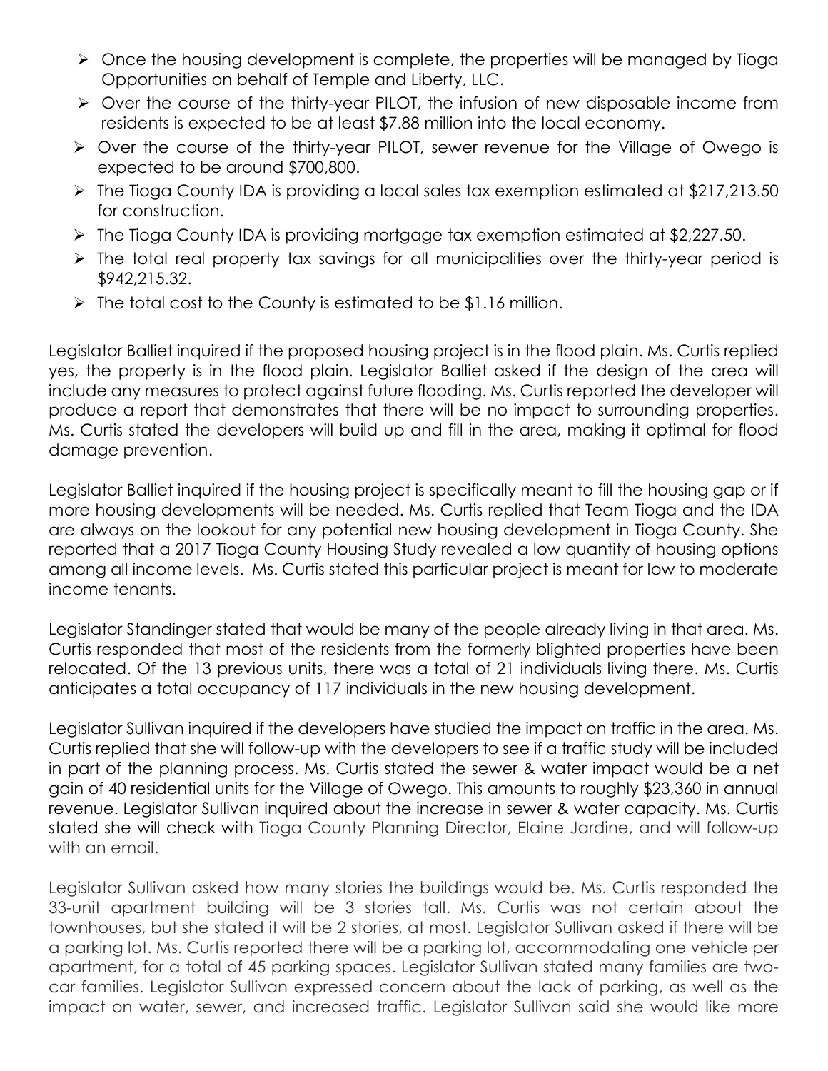- Once the housing development is complete, the properties will be managed by Tioga Opportunities on behalf of Temple and Liberty, LLC.
- Over the course of the thirty-year PILOT, the infusion of new disposable income from residents is expected to be at least $7.88 million into the local economy.
- Over the course of the thirty-year PILOT, sewer revenue for the Village of Owego is expected to be around $700,800.
- The Tioga County IDA is providing a local sales tax exemption estimated at $217,213.50 for construction.
- The Tioga County IDA is providing mortgage tax exemption estimated at $2,227.50.
- The total real property tax savings for all municipalities over the thirty-year period is $942,215.32.
- The total cost to the County is estimated to be $1.16 million.

Legislator Balliet inquired if the proposed housing project is in the flood plain. Ms. Curtis replied yes, the property is in the flood plain. Legislator Balliet asked if the design of the area will include any measures to protect against future flooding. Ms. Curtis reported the developer will produce a report that demonstrates that there will be no impact to surrounding properties. Ms. Curtis stated the developers will build up and fill in the area, making it optimal for flood damage prevention.

Legislator Balliet inquired if the housing project is specifically meant to fill the housing gap or if more housing developments will be needed. Ms. Curtis replied that Team Tioga and the IDA are always on the lookout for any potential new housing development in Tioga County. She reported that a 2017 Tioga County Housing Study revealed a low quantity of housing options among all income levels. Ms. Curtis stated this particular project is meant for low to moderate income tenants.

Legislator Standinger stated that would be many of the people already living in that area. Ms. Curtis responded that most of the residents from the formerly blighted properties have been relocated. Of the 13 previous units, there was a total of 21 individuals living there. Ms. Curtis anticipates a total occupancy of 117 individuals in the new housing development.

Legislator Sullivan inquired if the developers have studied the impact on traffic in the area. Ms. Curtis replied that she will follow-up with the developers to see if a traffic study will be included in part of the planning process. Ms. Curtis stated the sewer & water impact would be a net gain of 40 residential units for the Village of Owego. This amounts to roughly $23,360 in annual revenue. Legislator Sullivan inquired about the increase in sewer & water capacity. Ms. Curtis stated she will check with Tioga County Planning Director, Elaine Jardine, and will follow-up with an email.

Legislator Sullivan asked how many stories the buildings would be. Ms. Curtis responded the 33-unit apartment building will be 3 stories tall. Ms. Curtis was not certain about the townhouses, but she stated it will be 2 stories, at most. Legislator Sullivan asked if there will be a parking lot. Ms. Curtis reported there will be a parking lot, accommodating one vehicle per apartment, for a total of 45 parking spaces. Legislator Sullivan stated many families are two-car families. Legislator Sullivan expressed concern about the lack of parking, as well as the impact on water, sewer, and increased traffic. Legislator Sullivan said she would like more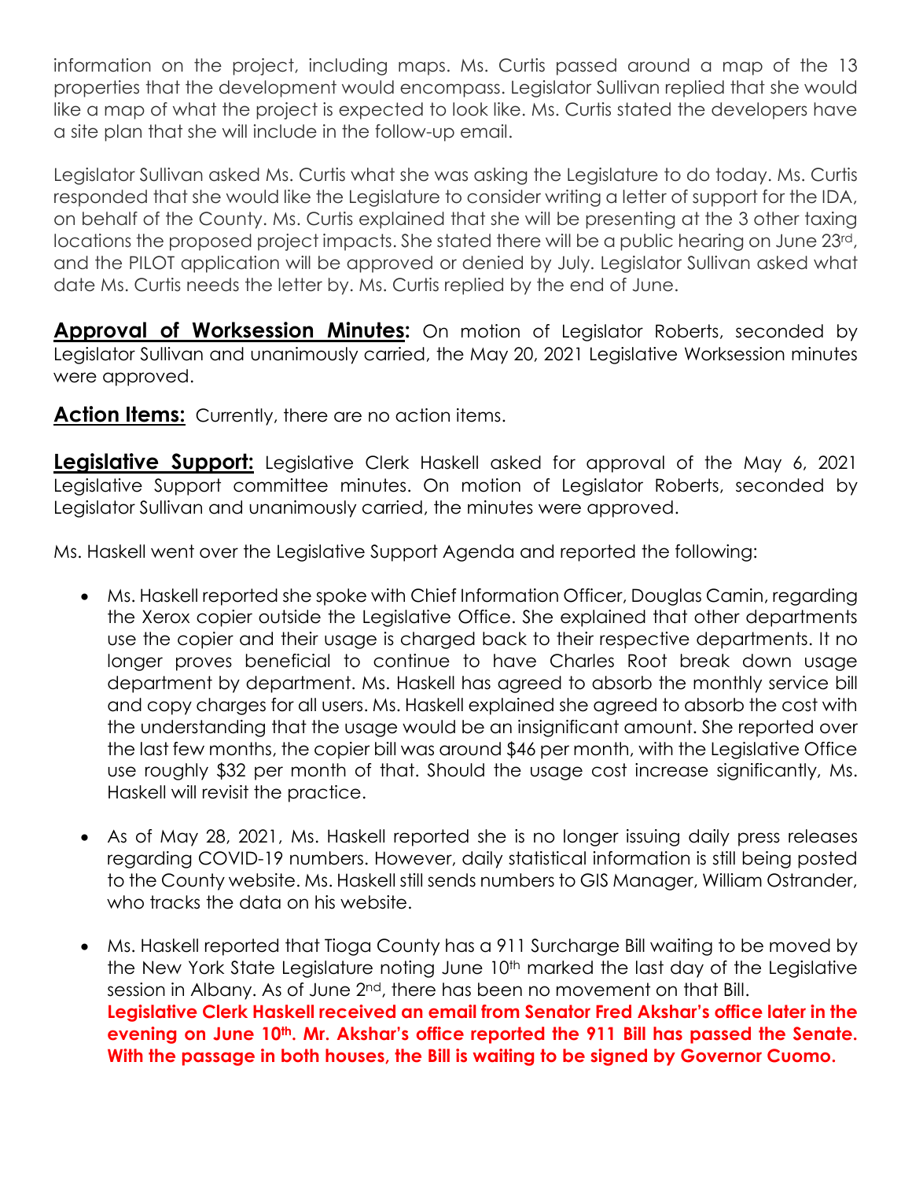information on the project, including maps. Ms. Curtis passed around a map of the 13 properties that the development would encompass. Legislator Sullivan replied that she would like a map of what the project is expected to look like. Ms. Curtis stated the developers have a site plan that she will include in the follow-up email.

Legislator Sullivan asked Ms. Curtis what she was asking the Legislature to do today. Ms. Curtis responded that she would like the Legislature to consider writing a letter of support for the IDA, on behalf of the County. Ms. Curtis explained that she will be presenting at the 3 other taxing locations the proposed project impacts. She stated there will be a public hearing on June 23rd, and the PILOT application will be approved or denied by July. Legislator Sullivan asked what date Ms. Curtis needs the letter by. Ms. Curtis replied by the end of June.

**Approval of Worksession Minutes:** On motion of Legislator Roberts, seconded by Legislator Sullivan and unanimously carried, the May 20, 2021 Legislative Worksession minutes were approved.

**Action Items:** Currently, there are no action items.

**Legislative Support:** Legislative Clerk Haskell asked for approval of the May 6, 2021 Legislative Support committee minutes. On motion of Legislator Roberts, seconded by Legislator Sullivan and unanimously carried, the minutes were approved.

Ms. Haskell went over the Legislative Support Agenda and reported the following:

- Ms. Haskell reported she spoke with Chief Information Officer, Douglas Camin, regarding the Xerox copier outside the Legislative Office. She explained that other departments use the copier and their usage is charged back to their respective departments. It no longer proves beneficial to continue to have Charles Root break down usage department by department. Ms. Haskell has agreed to absorb the monthly service bill and copy charges for all users. Ms. Haskell explained she agreed to absorb the cost with the understanding that the usage would be an insignificant amount. She reported over the last few months, the copier bill was around $46 per month, with the Legislative Office use roughly $32 per month of that. Should the usage cost increase significantly, Ms. Haskell will revisit the practice.

- As of May 28, 2021, Ms. Haskell reported she is no longer issuing daily press releases regarding COVID-19 numbers. However, daily statistical information is still being posted to the County website. Ms. Haskell still sends numbers to GIS Manager, William Ostrander, who tracks the data on his website.

- Ms. Haskell reported that Tioga County has a 911 Surcharge Bill waiting to be moved by the New York State Legislature noting June 10th marked the last day of the Legislative session in Albany. As of June 2nd, there has been no movement on that Bill. **Legislative Clerk Haskell received an email from Senator Fred Akshar's office later in the evening on June 10th. Mr. Akshar's office reported the 911 Bill has passed the Senate. With the passage in both houses, the Bill is waiting to be signed by Governor Cuomo.**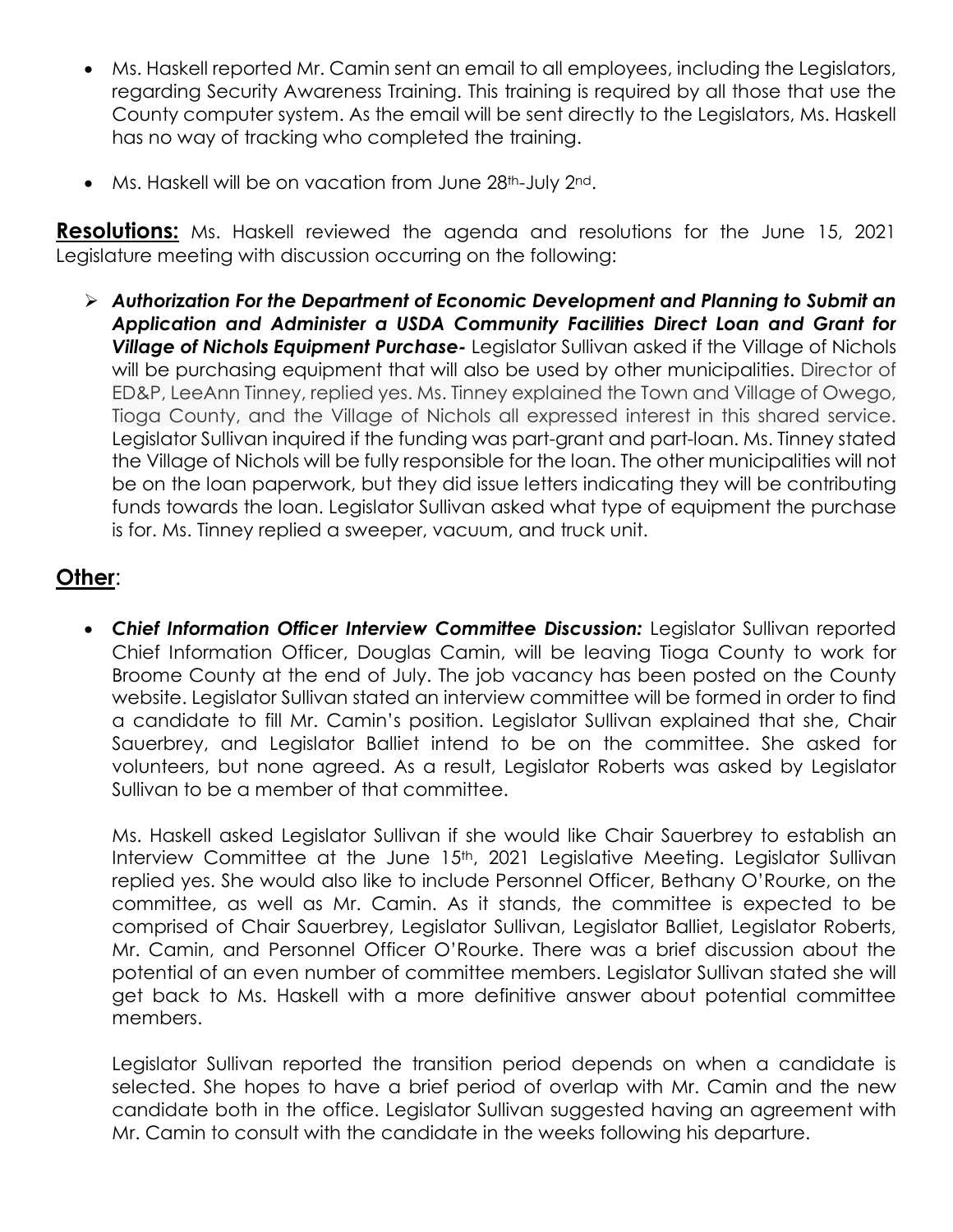- Ms. Haskell reported Mr. Camin sent an email to all employees, including the Legislators, regarding Security Awareness Training. This training is required by all those that use the County computer system. As the email will be sent directly to the Legislators, Ms. Haskell has no way of tracking who completed the training.

- Ms. Haskell will be on vacation from June 28th-July 2nd.

**Resolutions:** Ms. Haskell reviewed the agenda and resolutions for the June 15, 2021 Legislature meeting with discussion occurring on the following:

- ***Authorization For the Department of Economic Development and Planning to Submit an Application and Administer a USDA Community Facilities Direct Loan and Grant for Village of Nichols Equipment Purchase-*** Legislator Sullivan asked if the Village of Nichols will be purchasing equipment that will also be used by other municipalities. Director of ED&P, LeeAnn Tinney, replied yes. Ms. Tinney explained the Town and Village of Owego, Tioga County, and the Village of Nichols all expressed interest in this shared service. Legislator Sullivan inquired if the funding was part-grant and part-loan. Ms. Tinney stated the Village of Nichols will be fully responsible for the loan. The other municipalities will not be on the loan paperwork, but they did issue letters indicating they will be contributing funds towards the loan. Legislator Sullivan asked what type of equipment the purchase is for. Ms. Tinney replied a sweeper, vacuum, and truck unit.

## Other:

- ***Chief Information Officer Interview Committee Discussion:*** Legislator Sullivan reported Chief Information Officer, Douglas Camin, will be leaving Tioga County to work for Broome County at the end of July. The job vacancy has been posted on the County website. Legislator Sullivan stated an interview committee will be formed in order to find a candidate to fill Mr. Camin's position. Legislator Sullivan explained that she, Chair Sauerbrey, and Legislator Balliet intend to be on the committee. She asked for volunteers, but none agreed. As a result, Legislator Roberts was asked by Legislator Sullivan to be a member of that committee.

  Ms. Haskell asked Legislator Sullivan if she would like Chair Sauerbrey to establish an Interview Committee at the June 15th, 2021 Legislative Meeting. Legislator Sullivan replied yes. She would also like to include Personnel Officer, Bethany O'Rourke, on the committee, as well as Mr. Camin. As it stands, the committee is expected to be comprised of Chair Sauerbrey, Legislator Sullivan, Legislator Balliet, Legislator Roberts, Mr. Camin, and Personnel Officer O'Rourke. There was a brief discussion about the potential of an even number of committee members. Legislator Sullivan stated she will get back to Ms. Haskell with a more definitive answer about potential committee members.

  Legislator Sullivan reported the transition period depends on when a candidate is selected. She hopes to have a brief period of overlap with Mr. Camin and the new candidate both in the office. Legislator Sullivan suggested having an agreement with Mr. Camin to consult with the candidate in the weeks following his departure.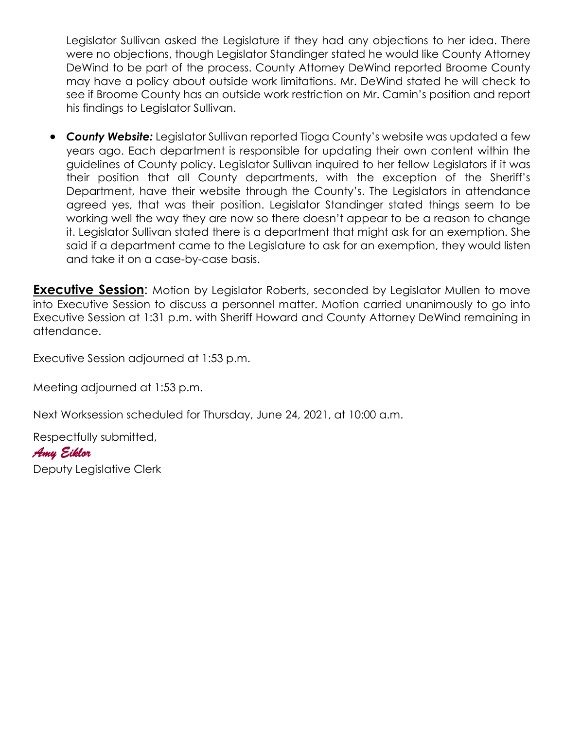Legislator Sullivan asked the Legislature if they had any objections to her idea. There were no objections, though Legislator Standinger stated he would like County Attorney DeWind to be part of the process. County Attorney DeWind reported Broome County may have a policy about outside work limitations. Mr. DeWind stated he will check to see if Broome County has an outside work restriction on Mr. Camin's position and report his findings to Legislator Sullivan.

- ***County Website:*** Legislator Sullivan reported Tioga County's website was updated a few years ago. Each department is responsible for updating their own content within the guidelines of County policy. Legislator Sullivan inquired to her fellow Legislators if it was their position that all County departments, with the exception of the Sheriff's Department, have their website through the County's. The Legislators in attendance agreed yes, that was their position. Legislator Standinger stated things seem to be working well the way they are now so there doesn't appear to be a reason to change it. Legislator Sullivan stated there is a department that might ask for an exemption. She said if a department came to the Legislature to ask for an exemption, they would listen and take it on a case-by-case basis.

**Executive Session**: Motion by Legislator Roberts, seconded by Legislator Mullen to move into Executive Session to discuss a personnel matter. Motion carried unanimously to go into Executive Session at 1:31 p.m. with Sheriff Howard and County Attorney DeWind remaining in attendance.

Executive Session adjourned at 1:53 p.m.

Meeting adjourned at 1:53 p.m.

Next Worksession scheduled for Thursday, June 24, 2021, at 10:00 a.m.

Respectfully submitted,

*Amy Eiklor*

Deputy Legislative Clerk